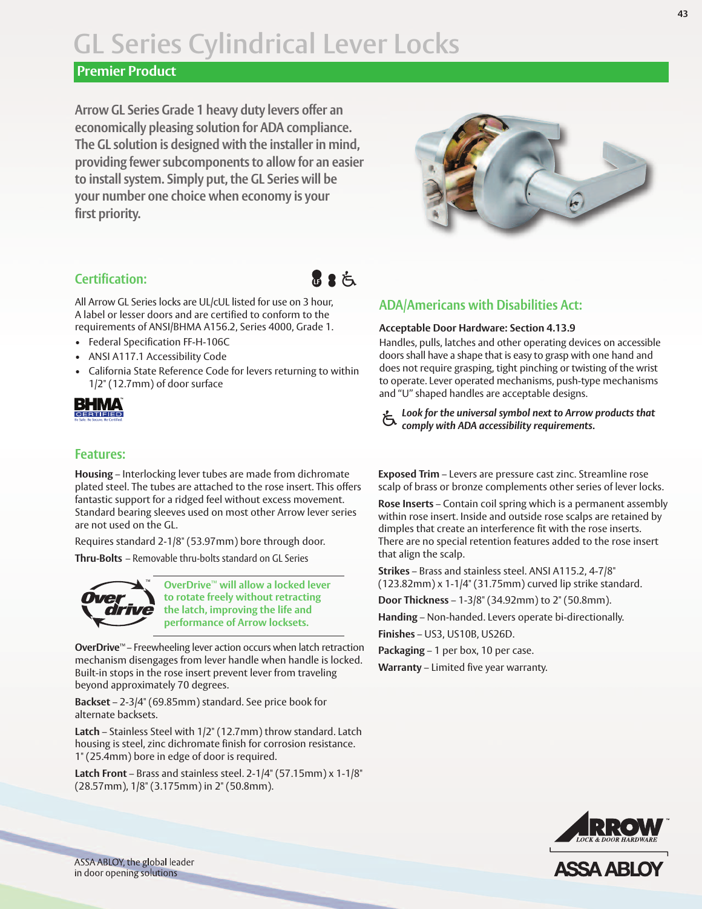# GL Series Cylindrical Lever Locks

## Premier Product

**Arrow GL Series Grade 1 heavy duty levers offer an economically pleasing solution for ADA compliance. The GL solution is designed with the installer in mind, providing fewer subcomponents to allow for an easier to install system. Simply put, the GL Series will be your number one choice when economy is your first priority.**

## Certification:

All Arrow GL Series locks are UL/cUL listed for use on 3 hour, A label or lesser doors and are certified to conform to the requirements of ANSI/BHMA A156.2, Series 4000, Grade 1.

- Federal Specification FF-H-106C
- ANSI A117.1 Accessibility Code
- California State Reference Code for levers returning to within 1/2" (12.7mm) of door surface

BHMA CERTIFIED
Be Safe. Be Secure. Be Certified.

## ADA/Americans with Disabilities Act:

**Acceptable Door Hardware: Section 4.13.9**

Handles, pulls, latches and other operating devices on accessible doors shall have a shape that is easy to grasp with one hand and does not require grasping, tight pinching or twisting of the wrist to operate. Lever operated mechanisms, push-type mechanisms and "U" shaped handles are acceptable designs.

***Look for the universal symbol next to Arrow products that comply with ADA accessibility requirements.***

## Features:

**Housing** – Interlocking lever tubes are made from dichromate plated steel. The tubes are attached to the rose insert. This offers fantastic support for a ridged feel without excess movement. Standard bearing sleeves used on most other Arrow lever series are not used on the GL.

Requires standard 2-1/8" (53.97mm) bore through door.

**Thru-Bolts** – Removable thru-bolts standard on GL Series

**OverDrive™ will allow a locked lever to rotate freely without retracting the latch, improving the life and performance of Arrow locksets.**

**OverDrive™** – Freewheeling lever action occurs when latch retraction mechanism disengages from lever handle when handle is locked. Built-in stops in the rose insert prevent lever from traveling beyond approximately 70 degrees.

**Backset** – 2-3/4" (69.85mm) standard. See price book for alternate backsets.

**Latch** – Stainless Steel with 1/2" (12.7mm) throw standard. Latch housing is steel, zinc dichromate finish for corrosion resistance. 1" (25.4mm) bore in edge of door is required.

**Latch Front** – Brass and stainless steel. 2-1/4" (57.15mm) x 1-1/8" (28.57mm), 1/8" (3.175mm) in 2" (50.8mm).

**Exposed Trim** – Levers are pressure cast zinc. Streamline rose scalp of brass or bronze complements other series of lever locks.

**Rose Inserts** – Contain coil spring which is a permanent assembly within rose insert. Inside and outside rose scalps are retained by dimples that create an interference fit with the rose inserts. There are no special retention features added to the rose insert that align the scalp.

**Strikes** – Brass and stainless steel. ANSI A115.2, 4-7/8" (123.82mm) x 1-1/4" (31.75mm) curved lip strike standard.

**Door Thickness** – 1-3/8" (34.92mm) to 2" (50.8mm).

**Handing** – Non-handed. Levers operate bi-directionally.

**Finishes** – US3, US10B, US26D.

**Packaging** – 1 per box, 10 per case.

**Warranty** – Limited five year warranty.

ASSA ABLOY, the global leader in door opening solutions

ARROW LOCK & DOOR HARDWARE
ASSA ABLOY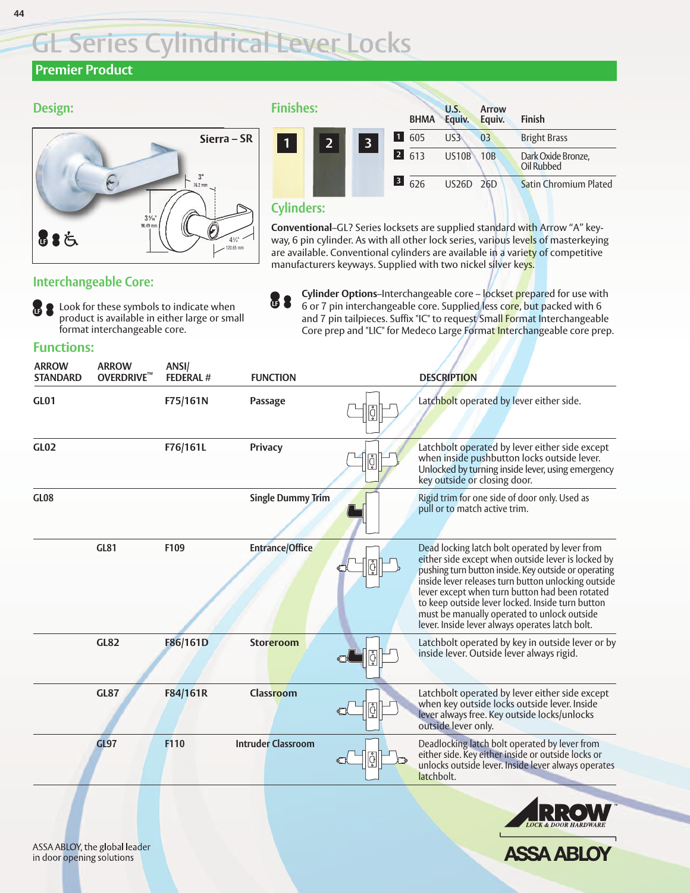# GL Series Cylindrical Lever Locks

## Premier Product

## Design:

Sierra – SR

3" 76.2 mm

3⁹⁄₁₆" 90.49 mm

4³⁄₄" 120.65 mm

## Finishes:

| | BHMA | U.S. Equiv. | Arrow Equiv. | Finish |
|---|---|---|---|---|
| 1 | 605 | US3 | 03 | Bright Brass |
| 2 | 613 | US10B | 10B | Dark Oxide Bronze, Oil Rubbed |
| 3 | 626 | US26D | 26D | Satin Chromium Plated |

## Cylinders:

**Conventional**–GL? Series locksets are supplied standard with Arrow "A" keyway, 6 pin cylinder. As with all other lock series, various levels of masterkeying are available. Conventional cylinders are available in a variety of competitive manufacturers keyways. Supplied with two nickel silver keys.

**Cylinder Options**–Interchangeable core – lockset prepared for use with 6 or 7 pin interchangeable core. Supplied less core, but packed with 6 and 7 pin tailpieces. Suffix "IC" to request Small Format Interchangeable Core prep and "LIC" for Medeco Large Format Interchangeable core prep.

## Interchangeable Core:

Look for these symbols to indicate when product is available in either large or small format interchangeable core.

## Functions:

| ARROW STANDARD | ARROW OVERDRIVE™ | ANSI/ FEDERAL # | FUNCTION | DESCRIPTION |
|---|---|---|---|---|
| GL01 | | F75/161N | Passage | Latchbolt operated by lever either side. |
| GL02 | | F76/161L | Privacy | Latchbolt operated by lever either side except when inside pushbutton locks outside lever. Unlocked by turning inside lever, using emergency key outside or closing door. |
| GL08 | | | Single Dummy Trim | Rigid trim for one side of door only. Used as pull or to match active trim. |
| | GL81 | F109 | Entrance/Office | Dead locking latch bolt operated by lever from either side except when outside lever is locked by pushing turn button inside. Key outside or operating inside lever releases turn button unlocking outside lever except when turn button had been rotated to keep outside lever locked. Inside turn button must be manually operated to unlock outside lever. Inside lever always operates latch bolt. |
| | GL82 | F86/161D | Storeroom | Latchbolt operated by key in outside lever or by inside lever. Outside lever always rigid. |
| | GL87 | F84/161R | Classroom | Latchbolt operated by lever either side except when key outside locks outside lever. Inside lever always free. Key outside locks/unlocks outside lever only. |
| | GL97 | F110 | Intruder Classroom | Deadlocking latch bolt operated by lever from either side. Key either inside or outside locks or unlocks outside lever. Inside lever always operates latchbolt. |

ARROW LOCK & DOOR HARDWARE

ASSA ABLOY

ASSA ABLOY, the global leader in door opening solutions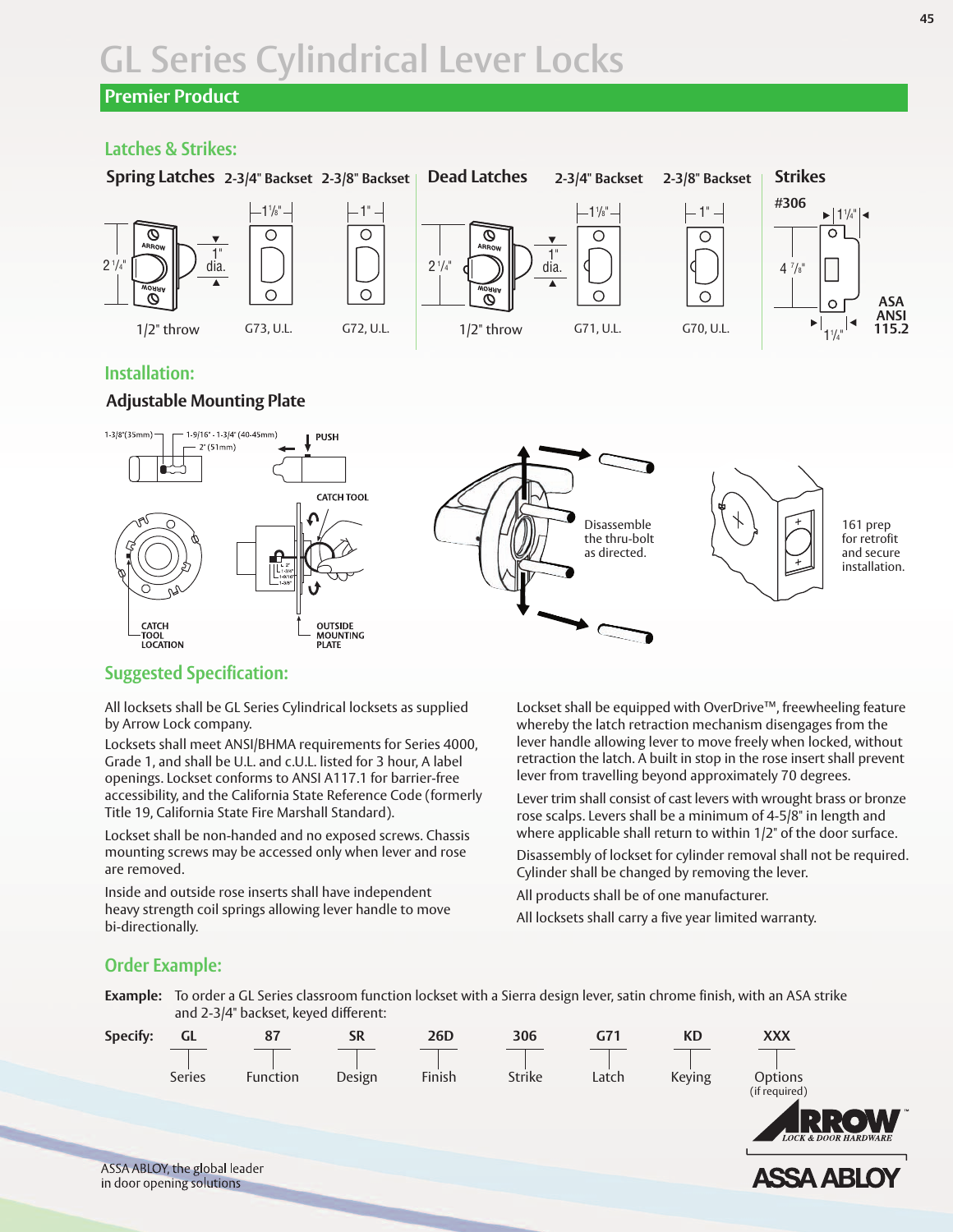# GL Series Cylindrical Lever Locks

## Premier Product

### Latches & Strikes:

**Spring Latches** 2-3/4" Backset 2-3/8" Backset

2 1/4"
1" dia.
1 1/8"
1"
1/2" throw
G73, U.L.
G72, U.L.

**Dead Latches** 2-3/4" Backset 2-3/8" Backset

2 1/4"
1" dia.
1 1/8"
1"
1/2" throw
G71, U.L.
G70, U.L.

**Strikes**

#306
1 1/4"
4 7/8"
1 1/4"
ASA ANSI 115.2

### Installation:

**Adjustable Mounting Plate**

1-3/8"(35mm)
1-9/16" - 1-3/4" (40-45mm)
2" (51mm)
PUSH
CATCH TOOL
CATCH TOOL LOCATION
OUTSIDE MOUNTING PLATE

Disassemble the thru-bolt as directed.

161 prep for retrofit and secure installation.

### Suggested Specification:

All locksets shall be GL Series Cylindrical locksets as supplied by Arrow Lock company.

Locksets shall meet ANSI/BHMA requirements for Series 4000, Grade 1, and shall be U.L. and c.U.L. listed for 3 hour, A label openings. Lockset conforms to ANSI A117.1 for barrier-free accessibility, and the California State Reference Code (formerly Title 19, California State Fire Marshall Standard).

Lockset shall be non-handed and no exposed screws. Chassis mounting screws may be accessed only when lever and rose are removed.

Inside and outside rose inserts shall have independent heavy strength coil springs allowing lever handle to move bi-directionally.

Lockset shall be equipped with OverDrive™, freewheeling feature whereby the latch retraction mechanism disengages from the lever handle allowing lever to move freely when locked, without retraction the latch. A built in stop in the rose insert shall prevent lever from travelling beyond approximately 70 degrees.

Lever trim shall consist of cast levers with wrought brass or bronze rose scalps. Levers shall be a minimum of 4-5/8" in length and where applicable shall return to within 1/2" of the door surface.

Disassembly of lockset for cylinder removal shall not be required. Cylinder shall be changed by removing the lever.

All products shall be of one manufacturer.

All locksets shall carry a five year limited warranty.

### Order Example:

**Example:** To order a GL Series classroom function lockset with a Sierra design lever, satin chrome finish, with an ASA strike and 2-3/4" backset, keyed different:

| **Specify:** | GL | 87 | SR | 26D | 306 | G71 | KD | XXX |
|---|---|---|---|---|---|---|---|---|
| | Series | Function | Design | Finish | Strike | Latch | Keying | Options (if required) |

ASSA ABLOY, the global leader in door opening solutions